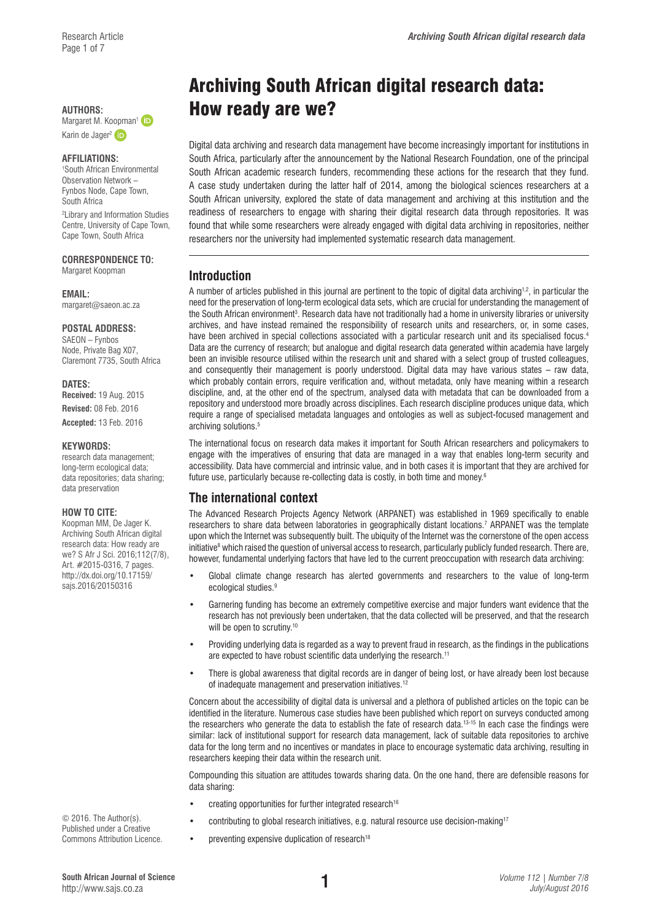# Archiving South African digital research data: How ready are we?

**AUTHORS:**
Margaret M. Koopman[1]
Karin de Jager[2]

**AFFILIATIONS:**
[1]South African Environmental Observation Network – Fynbos Node, Cape Town, South Africa
[2]Library and Information Studies Centre, University of Cape Town, Cape Town, South Africa

**CORRESPONDENCE TO:**
Margaret Koopman

**EMAIL:**
margaret@saeon.ac.za

**POSTAL ADDRESS:**
SAEON – Fynbos Node, Private Bag X07, Claremont 7735, South Africa

**DATES:**
**Received:** 19 Aug. 2015
**Revised:** 08 Feb. 2016
**Accepted:** 13 Feb. 2016

**KEYWORDS:**
research data management; long-term ecological data; data repositories; data sharing; data preservation

**HOW TO CITE:**
Koopman MM, De Jager K. Archiving South African digital research data: How ready are we? S Afr J Sci. 2016;112(7/8), Art. #2015-0316, 7 pages. http://dx.doi.org/10.17159/sajs.2016/20150316

© 2016. The Author(s). Published under a Creative Commons Attribution Licence.

Digital data archiving and research data management have become increasingly important for institutions in South Africa, particularly after the announcement by the National Research Foundation, one of the principal South African academic research funders, recommending these actions for the research that they fund. A case study undertaken during the latter half of 2014, among the biological sciences researchers at a South African university, explored the state of data management and archiving at this institution and the readiness of researchers to engage with sharing their digital research data through repositories. It was found that while some researchers were already engaged with digital data archiving in repositories, neither researchers nor the university had implemented systematic research data management.

## Introduction

A number of articles published in this journal are pertinent to the topic of digital data archiving[1,2], in particular the need for the preservation of long-term ecological data sets, which are crucial for understanding the management of the South African environment[3]. Research data have not traditionally had a home in university libraries or university archives, and have instead remained the responsibility of research units and researchers, or, in some cases, have been archived in special collections associated with a particular research unit and its specialised focus.[4] Data are the currency of research; but analogue and digital research data generated within academia have largely been an invisible resource utilised within the research unit and shared with a select group of trusted colleagues, and consequently their management is poorly understood. Digital data may have various states – raw data, which probably contain errors, require verification and, without metadata, only have meaning within a research discipline, and, at the other end of the spectrum, analysed data with metadata that can be downloaded from a repository and understood more broadly across disciplines. Each research discipline produces unique data, which require a range of specialised metadata languages and ontologies as well as subject-focused management and archiving solutions.[5]

The international focus on research data makes it important for South African researchers and policymakers to engage with the imperatives of ensuring that data are managed in a way that enables long-term security and accessibility. Data have commercial and intrinsic value, and in both cases it is important that they are archived for future use, particularly because re-collecting data is costly, in both time and money.[6]

## The international context

The Advanced Research Projects Agency Network (ARPANET) was established in 1969 specifically to enable researchers to share data between laboratories in geographically distant locations.[7] ARPANET was the template upon which the Internet was subsequently built. The ubiquity of the Internet was the cornerstone of the open access initiative[8] which raised the question of universal access to research, particularly publicly funded research. There are, however, fundamental underlying factors that have led to the current preoccupation with research data archiving:

- Global climate change research has alerted governments and researchers to the value of long-term ecological studies.[9]
- Garnering funding has become an extremely competitive exercise and major funders want evidence that the research has not previously been undertaken, that the data collected will be preserved, and that the research will be open to scrutiny.[10]
- Providing underlying data is regarded as a way to prevent fraud in research, as the findings in the publications are expected to have robust scientific data underlying the research.[11]
- There is global awareness that digital records are in danger of being lost, or have already been lost because of inadequate management and preservation initiatives.[12]

Concern about the accessibility of digital data is universal and a plethora of published articles on the topic can be identified in the literature. Numerous case studies have been published which report on surveys conducted among the researchers who generate the data to establish the fate of research data.[13-15] In each case the findings were similar: lack of institutional support for research data management, lack of suitable data repositories to archive data for the long term and no incentives or mandates in place to encourage systematic data archiving, resulting in researchers keeping their data within the research unit.

Compounding this situation are attitudes towards sharing data. On the one hand, there are defensible reasons for data sharing:

- creating opportunities for further integrated research[16]
- contributing to global research initiatives, e.g. natural resource use decision-making[17]
- preventing expensive duplication of research[18]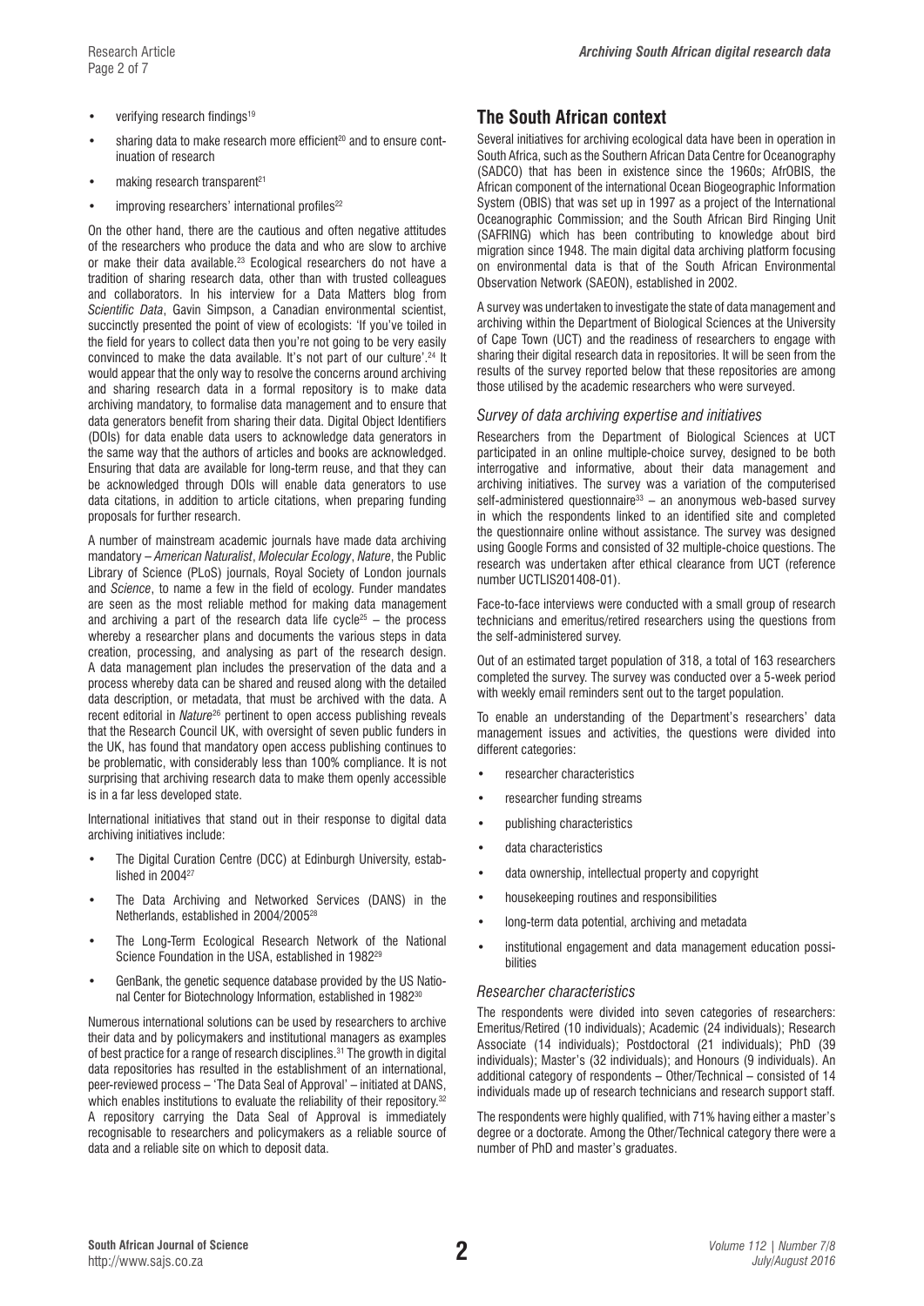- verifying research findings[19]
- sharing data to make research more efficient[20] and to ensure continuation of research
- making research transparent[21]
- improving researchers' international profiles[22]

On the other hand, there are the cautious and often negative attitudes of the researchers who produce the data and who are slow to archive or make their data available.[23] Ecological researchers do not have a tradition of sharing research data, other than with trusted colleagues and collaborators. In his interview for a Data Matters blog from *Scientific Data*, Gavin Simpson, a Canadian environmental scientist, succinctly presented the point of view of ecologists: 'If you've toiled in the field for years to collect data then you're not going to be very easily convinced to make the data available. It's not part of our culture'.[24] It would appear that the only way to resolve the concerns around archiving and sharing research data in a formal repository is to make data archiving mandatory, to formalise data management and to ensure that data generators benefit from sharing their data. Digital Object Identifiers (DOIs) for data enable data users to acknowledge data generators in the same way that the authors of articles and books are acknowledged. Ensuring that data are available for long-term reuse, and that they can be acknowledged through DOIs will enable data generators to use data citations, in addition to article citations, when preparing funding proposals for further research.

A number of mainstream academic journals have made data archiving mandatory – *American Naturalist*, *Molecular Ecology*, *Nature*, the Public Library of Science (PLoS) journals, Royal Society of London journals and *Science*, to name a few in the field of ecology. Funder mandates are seen as the most reliable method for making data management and archiving a part of the research data life cycle[25] – the process whereby a researcher plans and documents the various steps in data creation, processing, and analysing as part of the research design. A data management plan includes the preservation of the data and a process whereby data can be shared and reused along with the detailed data description, or metadata, that must be archived with the data. A recent editorial in *Nature*[26] pertinent to open access publishing reveals that the Research Council UK, with oversight of seven public funders in the UK, has found that mandatory open access publishing continues to be problematic, with considerably less than 100% compliance. It is not surprising that archiving research data to make them openly accessible is in a far less developed state.

International initiatives that stand out in their response to digital data archiving initiatives include:

- The Digital Curation Centre (DCC) at Edinburgh University, established in 2004[27]
- The Data Archiving and Networked Services (DANS) in the Netherlands, established in 2004/2005[28]
- The Long-Term Ecological Research Network of the National Science Foundation in the USA, established in 1982[29]
- GenBank, the genetic sequence database provided by the US National Center for Biotechnology Information, established in 1982[30]

Numerous international solutions can be used by researchers to archive their data and by policymakers and institutional managers as examples of best practice for a range of research disciplines.[31] The growth in digital data repositories has resulted in the establishment of an international, peer-reviewed process – 'The Data Seal of Approval' – initiated at DANS, which enables institutions to evaluate the reliability of their repository.[32] A repository carrying the Data Seal of Approval is immediately recognisable to researchers and policymakers as a reliable source of data and a reliable site on which to deposit data.

## The South African context

Several initiatives for archiving ecological data have been in operation in South Africa, such as the Southern African Data Centre for Oceanography (SADCO) that has been in existence since the 1960s; AfrOBIS, the African component of the international Ocean Biogeographic Information System (OBIS) that was set up in 1997 as a project of the International Oceanographic Commission; and the South African Bird Ringing Unit (SAFRING) which has been contributing to knowledge about bird migration since 1948. The main digital data archiving platform focusing on environmental data is that of the South African Environmental Observation Network (SAEON), established in 2002.

A survey was undertaken to investigate the state of data management and archiving within the Department of Biological Sciences at the University of Cape Town (UCT) and the readiness of researchers to engage with sharing their digital research data in repositories. It will be seen from the results of the survey reported below that these repositories are among those utilised by the academic researchers who were surveyed.

### *Survey of data archiving expertise and initiatives*

Researchers from the Department of Biological Sciences at UCT participated in an online multiple-choice survey, designed to be both interrogative and informative, about their data management and archiving initiatives. The survey was a variation of the computerised self-administered questionnaire[33] – an anonymous web-based survey in which the respondents linked to an identified site and completed the questionnaire online without assistance. The survey was designed using Google Forms and consisted of 32 multiple-choice questions. The research was undertaken after ethical clearance from UCT (reference number UCTLIS201408-01).

Face-to-face interviews were conducted with a small group of research technicians and emeritus/retired researchers using the questions from the self-administered survey.

Out of an estimated target population of 318, a total of 163 researchers completed the survey. The survey was conducted over a 5-week period with weekly email reminders sent out to the target population.

To enable an understanding of the Department's researchers' data management issues and activities, the questions were divided into different categories:

- researcher characteristics
- researcher funding streams
- publishing characteristics
- data characteristics
- data ownership, intellectual property and copyright
- housekeeping routines and responsibilities
- long-term data potential, archiving and metadata
- institutional engagement and data management education possibilities

### *Researcher characteristics*

The respondents were divided into seven categories of researchers: Emeritus/Retired (10 individuals); Academic (24 individuals); Research Associate (14 individuals); Postdoctoral (21 individuals); PhD (39 individuals); Master's (32 individuals); and Honours (9 individuals). An additional category of respondents – Other/Technical – consisted of 14 individuals made up of research technicians and research support staff.

The respondents were highly qualified, with 71% having either a master's degree or a doctorate. Among the Other/Technical category there were a number of PhD and master's graduates.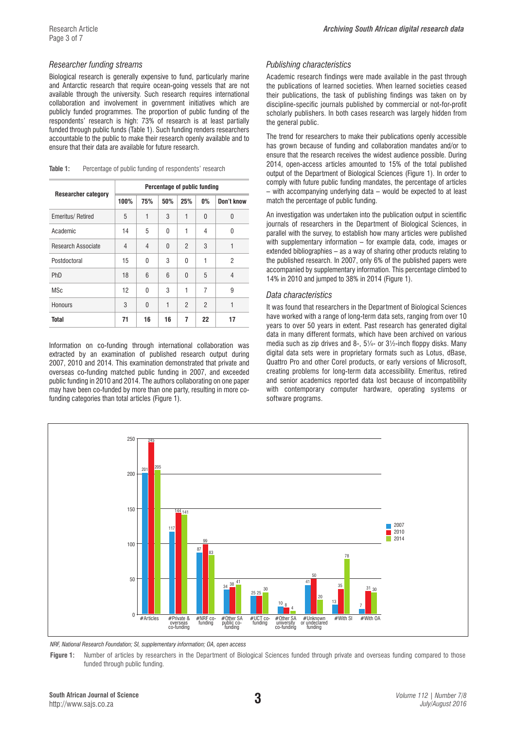### *Researcher funding streams*

Biological research is generally expensive to fund, particularly marine and Antarctic research that require ocean-going vessels that are not available through the university. Such research requires international collaboration and involvement in government initiatives which are publicly funded programmes. The proportion of public funding of the respondents' research is high: 73% of research is at least partially funded through public funds (Table 1). Such funding renders researchers accountable to the public to make their research openly available and to ensure that their data are available for future research.

**Table 1:** Percentage of public funding of respondents' research

| Researcher category | Percentage of public funding | | | | | |
|---|---|---|---|---|---|---|
| | 100% | 75% | 50% | 25% | 0% | Don't know |
| Emeritus/ Retired | 5 | 1 | 3 | 1 | 0 | 0 |
| Academic | 14 | 5 | 0 | 1 | 4 | 0 |
| Research Associate | 4 | 4 | 0 | 2 | 3 | 1 |
| Postdoctoral | 15 | 0 | 3 | 0 | 1 | 2 |
| PhD | 18 | 6 | 6 | 0 | 5 | 4 |
| MSc | 12 | 0 | 3 | 1 | 7 | 9 |
| Honours | 3 | 0 | 1 | 2 | 2 | 1 |
| **Total** | **71** | **16** | **16** | **7** | **22** | **17** |

Information on co-funding through international collaboration was extracted by an examination of published research output during 2007, 2010 and 2014. This examination demonstrated that private and overseas co-funding matched public funding in 2007, and exceeded public funding in 2010 and 2014. The authors collaborating on one paper may have been co-funded by more than one party, resulting in more co-funding categories than total articles (Figure 1).

### *Publishing characteristics*

Academic research findings were made available in the past through the publications of learned societies. When learned societies ceased their publications, the task of publishing findings was taken on by discipline-specific journals published by commercial or not-for-profit scholarly publishers. In both cases research was largely hidden from the general public.

The trend for researchers to make their publications openly accessible has grown because of funding and collaboration mandates and/or to ensure that the research receives the widest audience possible. During 2014, open-access articles amounted to 15% of the total published output of the Department of Biological Sciences (Figure 1). In order to comply with future public funding mandates, the percentage of articles – with accompanying underlying data – would be expected to at least match the percentage of public funding.

An investigation was undertaken into the publication output in scientific journals of researchers in the Department of Biological Sciences, in parallel with the survey, to establish how many articles were published with supplementary information – for example data, code, images or extended bibliographies – as a way of sharing other products relating to the published research. In 2007, only 6% of the published papers were accompanied by supplementary information. This percentage climbed to 14% in 2010 and jumped to 38% in 2014 (Figure 1).

### *Data characteristics*

It was found that researchers in the Department of Biological Sciences have worked with a range of long-term data sets, ranging from over 10 years to over 50 years in extent. Past research has generated digital data in many different formats, which have been archived on various media such as zip drives and 8-, 5¼- or 3½-inch floppy disks. Many digital data sets were in proprietary formats such as Lotus, dBase, Quattro Pro and other Corel products, or early versions of Microsoft, creating problems for long-term data accessibility. Emeritus, retired and senior academics reported data lost because of incompatibility with contemporary computer hardware, operating systems or software programs.

*NRF, National Research Foundation; SI, supplementary information; OA, open access*

**Figure 1:** Number of articles by researchers in the Department of Biological Sciences funded through private and overseas funding compared to those funded through public funding.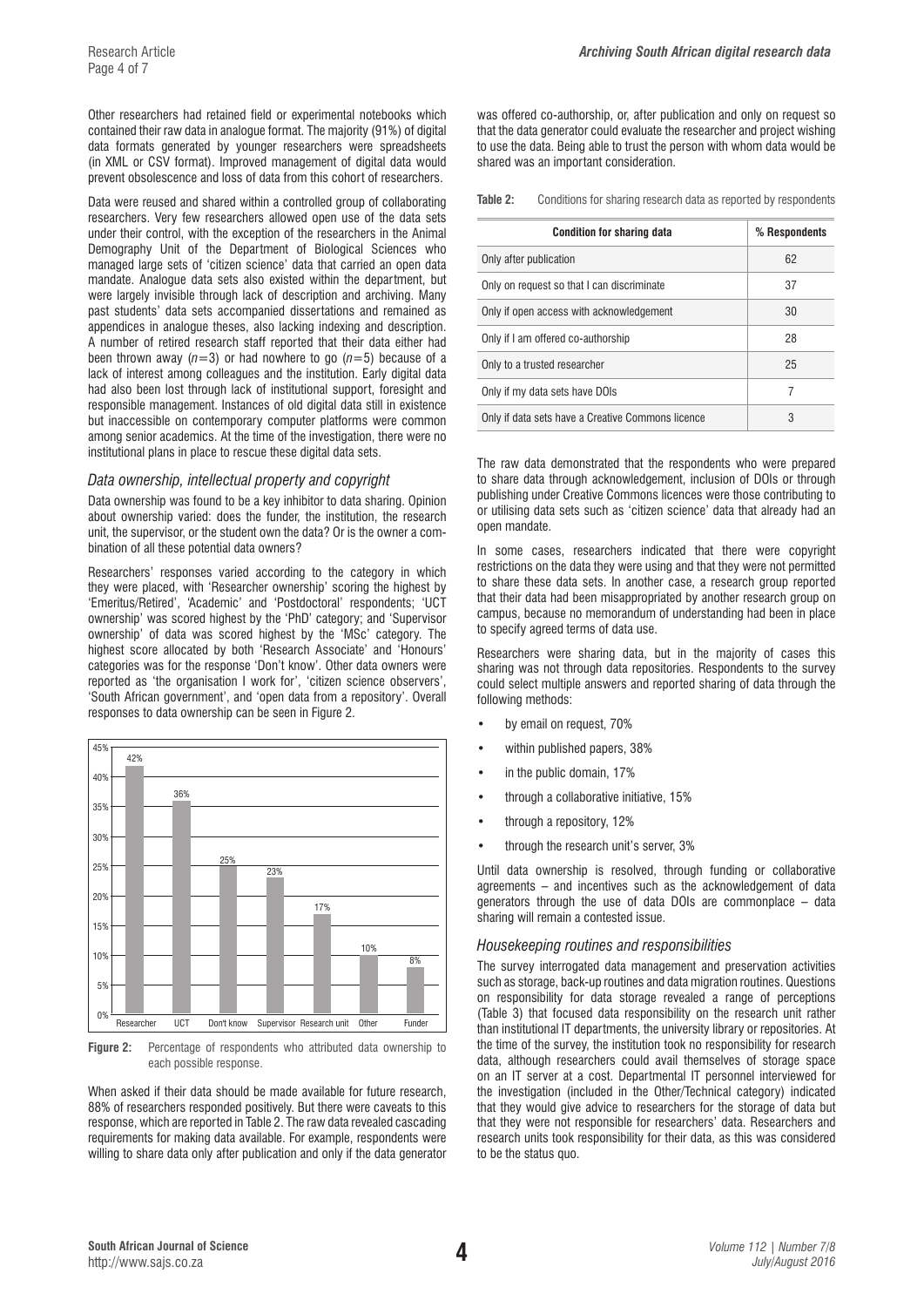Other researchers had retained field or experimental notebooks which contained their raw data in analogue format. The majority (91%) of digital data formats generated by younger researchers were spreadsheets (in XML or CSV format). Improved management of digital data would prevent obsolescence and loss of data from this cohort of researchers.

Data were reused and shared within a controlled group of collaborating researchers. Very few researchers allowed open use of the data sets under their control, with the exception of the researchers in the Animal Demography Unit of the Department of Biological Sciences who managed large sets of 'citizen science' data that carried an open data mandate. Analogue data sets also existed within the department, but were largely invisible through lack of description and archiving. Many past students' data sets accompanied dissertations and remained as appendices in analogue theses, also lacking indexing and description. A number of retired research staff reported that their data either had been thrown away ($n$=3) or had nowhere to go ($n$=5) because of a lack of interest among colleagues and the institution. Early digital data had also been lost through lack of institutional support, foresight and responsible management. Instances of old digital data still in existence but inaccessible on contemporary computer platforms were common among senior academics. At the time of the investigation, there were no institutional plans in place to rescue these digital data sets.

### *Data ownership, intellectual property and copyright*

Data ownership was found to be a key inhibitor to data sharing. Opinion about ownership varied: does the funder, the institution, the research unit, the supervisor, or the student own the data? Or is the owner a combination of all these potential data owners?

Researchers' responses varied according to the category in which they were placed, with 'Researcher ownership' scoring the highest by 'Emeritus/Retired', 'Academic' and 'Postdoctoral' respondents; 'UCT ownership' was scored highest by the 'PhD' category; and 'Supervisor ownership' of data was scored highest by the 'MSc' category. The highest score allocated by both 'Research Associate' and 'Honours' categories was for the response 'Don't know'. Other data owners were reported as 'the organisation I work for', 'citizen science observers', 'South African government', and 'open data from a repository'. Overall responses to data ownership can be seen in Figure 2.

| Response | Percentage |
|---|---|
| Researcher | 42% |
| UCT | 36% |
| Don't know | 25% |
| Supervisor | 23% |
| Research unit | 17% |
| Other | 10% |
| Funder | 8% |

**Figure 2:** Percentage of respondents who attributed data ownership to each possible response.

When asked if their data should be made available for future research, 88% of researchers responded positively. But there were caveats to this response, which are reported in Table 2. The raw data revealed cascading requirements for making data available. For example, respondents were willing to share data only after publication and only if the data generator was offered co-authorship, or, after publication and only on request so that the data generator could evaluate the researcher and project wishing to use the data. Being able to trust the person with whom data would be shared was an important consideration.

**Table 2:** Conditions for sharing research data as reported by respondents

| Condition for sharing data | % Respondents |
|---|---|
| Only after publication | 62 |
| Only on request so that I can discriminate | 37 |
| Only if open access with acknowledgement | 30 |
| Only if I am offered co-authorship | 28 |
| Only to a trusted researcher | 25 |
| Only if my data sets have DOIs | 7 |
| Only if data sets have a Creative Commons licence | 3 |

The raw data demonstrated that the respondents who were prepared to share data through acknowledgement, inclusion of DOIs or through publishing under Creative Commons licences were those contributing to or utilising data sets such as 'citizen science' data that already had an open mandate.

In some cases, researchers indicated that there were copyright restrictions on the data they were using and that they were not permitted to share these data sets. In another case, a research group reported that their data had been misappropriated by another research group on campus, because no memorandum of understanding had been in place to specify agreed terms of data use.

Researchers were sharing data, but in the majority of cases this sharing was not through data repositories. Respondents to the survey could select multiple answers and reported sharing of data through the following methods:

- by email on request, 70%
- within published papers, 38%
- in the public domain, 17%
- through a collaborative initiative, 15%
- through a repository, 12%
- through the research unit's server, 3%

Until data ownership is resolved, through funding or collaborative agreements – and incentives such as the acknowledgement of data generators through the use of data DOIs are commonplace – data sharing will remain a contested issue.

### *Housekeeping routines and responsibilities*

The survey interrogated data management and preservation activities such as storage, back-up routines and data migration routines. Questions on responsibility for data storage revealed a range of perceptions (Table 3) that focused data responsibility on the research unit rather than institutional IT departments, the university library or repositories. At the time of the survey, the institution took no responsibility for research data, although researchers could avail themselves of storage space on an IT server at a cost. Departmental IT personnel interviewed for the investigation (included in the Other/Technical category) indicated that they would give advice to researchers for the storage of data but that they were not responsible for researchers' data. Researchers and research units took responsibility for their data, as this was considered to be the status quo.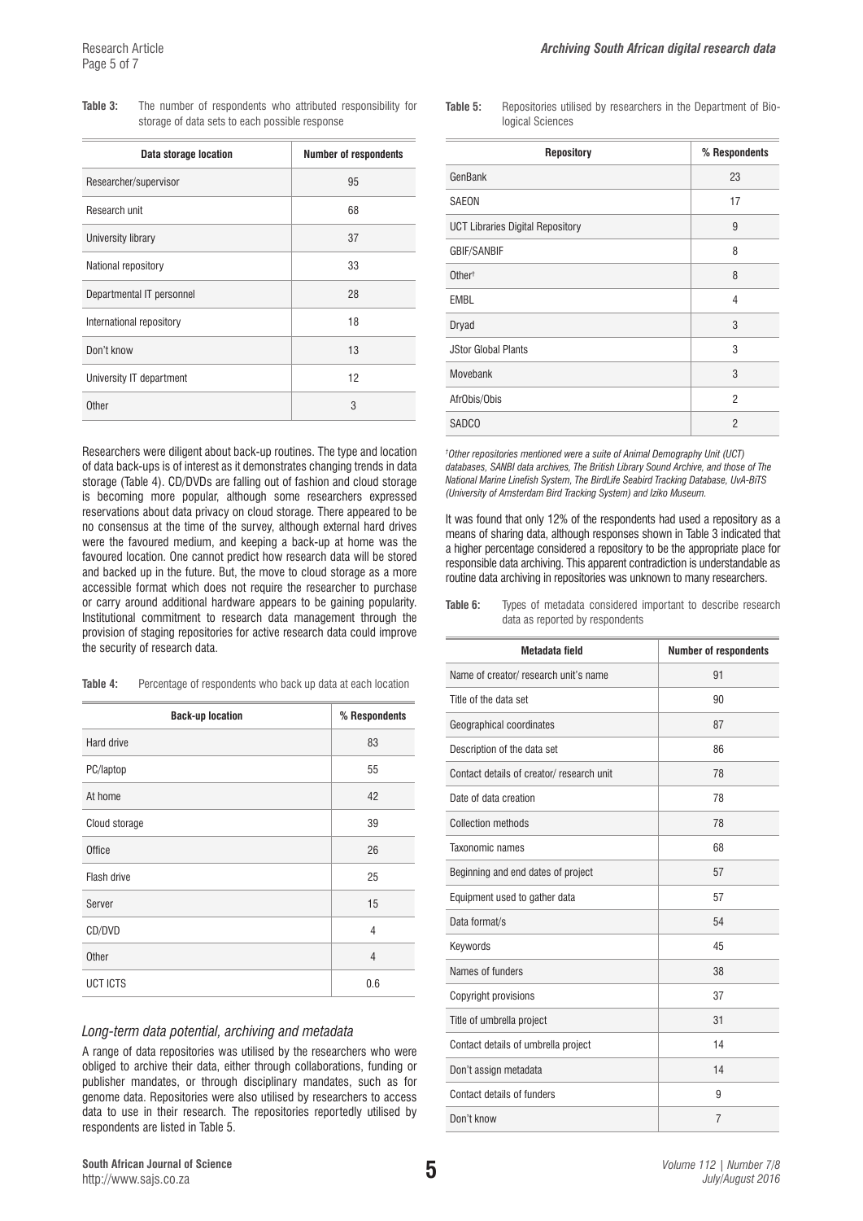**Table 3:** The number of respondents who attributed responsibility for storage of data sets to each possible response

| Data storage location | Number of respondents |
|---|---|
| Researcher/supervisor | 95 |
| Research unit | 68 |
| University library | 37 |
| National repository | 33 |
| Departmental IT personnel | 28 |
| International repository | 18 |
| Don't know | 13 |
| University IT department | 12 |
| Other | 3 |

Researchers were diligent about back-up routines. The type and location of data back-ups is of interest as it demonstrates changing trends in data storage (Table 4). CD/DVDs are falling out of fashion and cloud storage is becoming more popular, although some researchers expressed reservations about data privacy on cloud storage. There appeared to be no consensus at the time of the survey, although external hard drives were the favoured medium, and keeping a back-up at home was the favoured location. One cannot predict how research data will be stored and backed up in the future. But, the move to cloud storage as a more accessible format which does not require the researcher to purchase or carry around additional hardware appears to be gaining popularity. Institutional commitment to research data management through the provision of staging repositories for active research data could improve the security of research data.

**Table 4:** Percentage of respondents who back up data at each location

| Back-up location | % Respondents |
|---|---|
| Hard drive | 83 |
| PC/laptop | 55 |
| At home | 42 |
| Cloud storage | 39 |
| Office | 26 |
| Flash drive | 25 |
| Server | 15 |
| CD/DVD | 4 |
| Other | 4 |
| UCT ICTS | 0.6 |

### *Long-term data potential, archiving and metadata*

A range of data repositories was utilised by the researchers who were obliged to archive their data, either through collaborations, funding or publisher mandates, or through disciplinary mandates, such as for genome data. Repositories were also utilised by researchers to access data to use in their research. The repositories reportedly utilised by respondents are listed in Table 5.

**Table 5:** Repositories utilised by researchers in the Department of Biological Sciences

| Repository | % Respondents |
|---|---|
| GenBank | 23 |
| SAEON | 17 |
| UCT Libraries Digital Repository | 9 |
| GBIF/SANBIF | 8 |
| Other[†] | 8 |
| EMBL | 4 |
| Dryad | 3 |
| JStor Global Plants | 3 |
| Movebank | 3 |
| AfrObis/Obis | 2 |
| SADCO | 2 |

*[†]Other repositories mentioned were a suite of Animal Demography Unit (UCT) databases, SANBI data archives, The British Library Sound Archive, and those of The National Marine Linefish System, The BirdLife Seabird Tracking Database, UvA-BiTS (University of Amsterdam Bird Tracking System) and Iziko Museum.*

It was found that only 12% of the respondents had used a repository as a means of sharing data, although responses shown in Table 3 indicated that a higher percentage considered a repository to be the appropriate place for responsible data archiving. This apparent contradiction is understandable as routine data archiving in repositories was unknown to many researchers.

**Table 6:** Types of metadata considered important to describe research data as reported by respondents

| Metadata field | Number of respondents |
|---|---|
| Name of creator/ research unit's name | 91 |
| Title of the data set | 90 |
| Geographical coordinates | 87 |
| Description of the data set | 86 |
| Contact details of creator/ research unit | 78 |
| Date of data creation | 78 |
| Collection methods | 78 |
| Taxonomic names | 68 |
| Beginning and end dates of project | 57 |
| Equipment used to gather data | 57 |
| Data format/s | 54 |
| Keywords | 45 |
| Names of funders | 38 |
| Copyright provisions | 37 |
| Title of umbrella project | 31 |
| Contact details of umbrella project | 14 |
| Don't assign metadata | 14 |
| Contact details of funders | 9 |
| Don't know | 7 |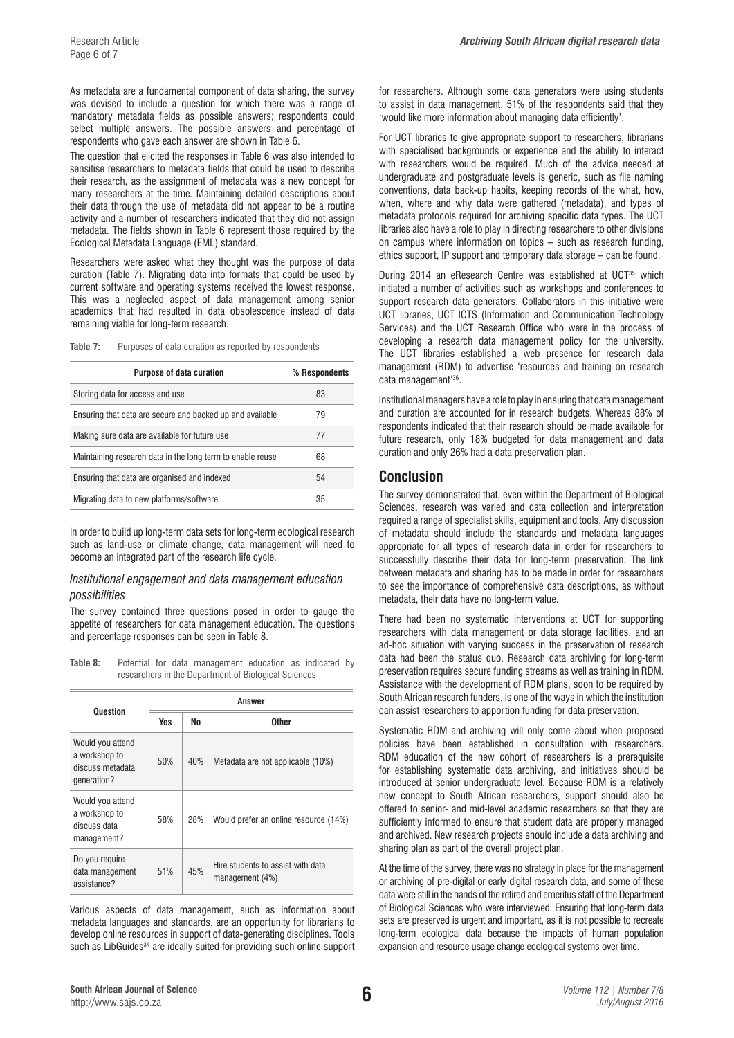As metadata are a fundamental component of data sharing, the survey was devised to include a question for which there was a range of mandatory metadata fields as possible answers; respondents could select multiple answers. The possible answers and percentage of respondents who gave each answer are shown in Table 6.

The question that elicited the responses in Table 6 was also intended to sensitise researchers to metadata fields that could be used to describe their research, as the assignment of metadata was a new concept for many researchers at the time. Maintaining detailed descriptions about their data through the use of metadata did not appear to be a routine activity and a number of researchers indicated that they did not assign metadata. The fields shown in Table 6 represent those required by the Ecological Metadata Language (EML) standard.

Researchers were asked what they thought was the purpose of data curation (Table 7). Migrating data into formats that could be used by current software and operating systems received the lowest response. This was a neglected aspect of data management among senior academics that had resulted in data obsolescence instead of data remaining viable for long-term research.

**Table 7:** Purposes of data curation as reported by respondents

| Purpose of data curation | % Respondents |
|---|---|
| Storing data for access and use | 83 |
| Ensuring that data are secure and backed up and available | 79 |
| Making sure data are available for future use | 77 |
| Maintaining research data in the long term to enable reuse | 68 |
| Ensuring that data are organised and indexed | 54 |
| Migrating data to new platforms/software | 35 |

In order to build up long-term data sets for long-term ecological research such as land-use or climate change, data management will need to become an integrated part of the research life cycle.

### *Institutional engagement and data management education possibilities*

The survey contained three questions posed in order to gauge the appetite of researchers for data management education. The questions and percentage responses can be seen in Table 8.

**Table 8:** Potential for data management education as indicated by researchers in the Department of Biological Sciences

| Question | Answer | | |
|---|---|---|---|
| | Yes | No | Other |
| Would you attend a workshop to discuss metadata generation? | 50% | 40% | Metadata are not applicable (10%) |
| Would you attend a workshop to discuss data management? | 58% | 28% | Would prefer an online resource (14%) |
| Do you require data management assistance? | 51% | 45% | Hire students to assist with data management (4%) |

Various aspects of data management, such as information about metadata languages and standards, are an opportunity for librarians to develop online resources in support of data-generating disciplines. Tools such as LibGuides[34] are ideally suited for providing such online support for researchers. Although some data generators were using students to assist in data management, 51% of the respondents said that they 'would like more information about managing data efficiently'.

For UCT libraries to give appropriate support to researchers, librarians with specialised backgrounds or experience and the ability to interact with researchers would be required. Much of the advice needed at undergraduate and postgraduate levels is generic, such as file naming conventions, data back-up habits, keeping records of the what, how, when, where and why data were gathered (metadata), and types of metadata protocols required for archiving specific data types. The UCT libraries also have a role to play in directing researchers to other divisions on campus where information on topics – such as research funding, ethics support, IP support and temporary data storage – can be found.

During 2014 an eResearch Centre was established at UCT[35] which initiated a number of activities such as workshops and conferences to support research data generators. Collaborators in this initiative were UCT libraries, UCT ICTS (Information and Communication Technology Services) and the UCT Research Office who were in the process of developing a research data management policy for the university. The UCT libraries established a web presence for research data management (RDM) to advertise 'resources and training on research data management'[36].

Institutional managers have a role to play in ensuring that data management and curation are accounted for in research budgets. Whereas 88% of respondents indicated that their research should be made available for future research, only 18% budgeted for data management and data curation and only 26% had a data preservation plan.

## Conclusion

The survey demonstrated that, even within the Department of Biological Sciences, research was varied and data collection and interpretation required a range of specialist skills, equipment and tools. Any discussion of metadata should include the standards and metadata languages appropriate for all types of research data in order for researchers to successfully describe their data for long-term preservation. The link between metadata and sharing has to be made in order for researchers to see the importance of comprehensive data descriptions, as without metadata, their data have no long-term value.

There had been no systematic interventions at UCT for supporting researchers with data management or data storage facilities, and an ad-hoc situation with varying success in the preservation of research data had been the status quo. Research data archiving for long-term preservation requires secure funding streams as well as training in RDM. Assistance with the development of RDM plans, soon to be required by South African research funders, is one of the ways in which the institution can assist researchers to apportion funding for data preservation.

Systematic RDM and archiving will only come about when proposed policies have been established in consultation with researchers. RDM education of the new cohort of researchers is a prerequisite for establishing systematic data archiving, and initiatives should be introduced at senior undergraduate level. Because RDM is a relatively new concept to South African researchers, support should also be offered to senior- and mid-level academic researchers so that they are sufficiently informed to ensure that student data are properly managed and archived. New research projects should include a data archiving and sharing plan as part of the overall project plan.

At the time of the survey, there was no strategy in place for the management or archiving of pre-digital or early digital research data, and some of these data were still in the hands of the retired and emeritus staff of the Department of Biological Sciences who were interviewed. Ensuring that long-term data sets are preserved is urgent and important, as it is not possible to recreate long-term ecological data because the impacts of human population expansion and resource usage change ecological systems over time.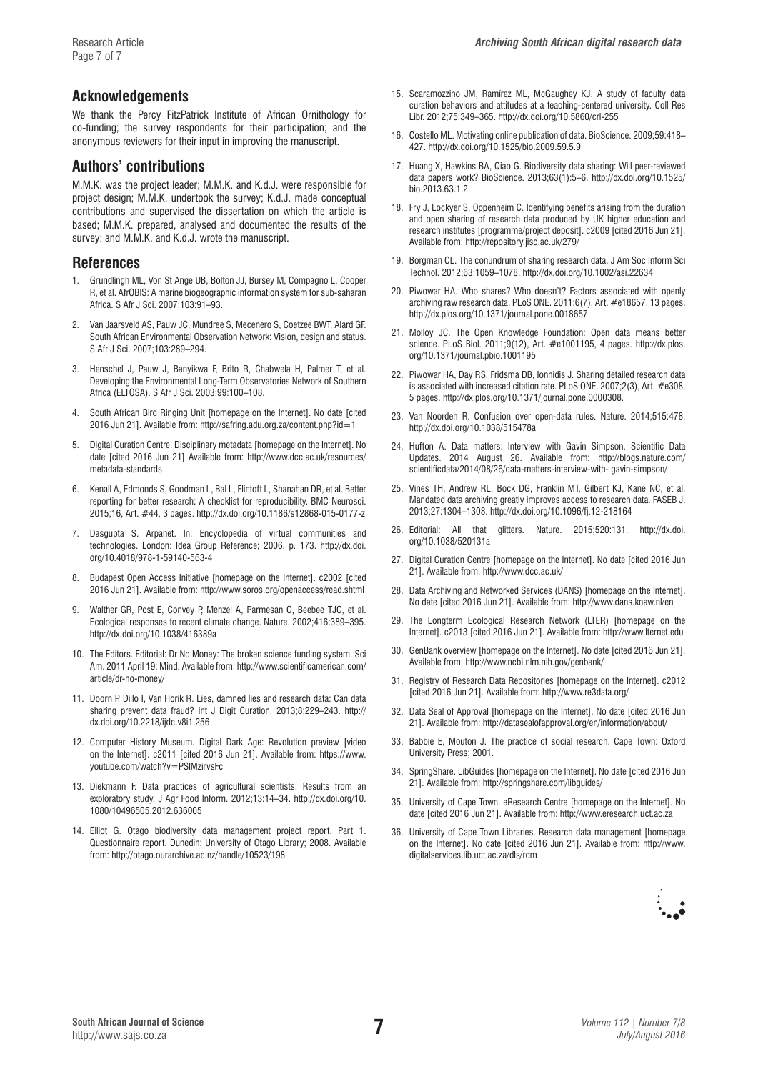## Acknowledgements

We thank the Percy FitzPatrick Institute of African Ornithology for co-funding; the survey respondents for their participation; and the anonymous reviewers for their input in improving the manuscript.

## Authors' contributions

M.M.K. was the project leader; M.M.K. and K.d.J. were responsible for project design; M.M.K. undertook the survey; K.d.J. made conceptual contributions and supervised the dissertation on which the article is based; M.M.K. prepared, analysed and documented the results of the survey; and M.M.K. and K.d.J. wrote the manuscript.

## References

1. Grundlingh ML, Von St Ange UB, Bolton JJ, Bursey M, Compagno L, Cooper R, et al. AfrOBIS: A marine biogeographic information system for sub-saharan Africa. S Afr J Sci. 2007;103:91–93.
2. Van Jaarsveld AS, Pauw JC, Mundree S, Mecenero S, Coetzee BWT, Alard GF. South African Environmental Observation Network: Vision, design and status. S Afr J Sci. 2007;103:289–294.
3. Henschel J, Pauw J, Banyikwa F, Brito R, Chabwela H, Palmer T, et al. Developing the Environmental Long-Term Observatories Network of Southern Africa (ELTOSA). S Afr J Sci. 2003;99:100–108.
4. South African Bird Ringing Unit [homepage on the Internet]. No date [cited 2016 Jun 21]. Available from: http://safring.adu.org.za/content.php?id=1
5. Digital Curation Centre. Disciplinary metadata [homepage on the Internet]. No date [cited 2016 Jun 21] Available from: http://www.dcc.ac.uk/resources/metadata-standards
6. Kenall A, Edmonds S, Goodman L, Bal L, Flintoft L, Shanahan DR, et al. Better reporting for better research: A checklist for reproducibility. BMC Neurosci. 2015;16, Art. #44, 3 pages. http://dx.doi.org/10.1186/s12868-015-0177-z
7. Dasgupta S. Arpanet. In: Encyclopedia of virtual communities and technologies. London: Idea Group Reference; 2006. p. 173. http://dx.doi.org/10.4018/978-1-59140-563-4
8. Budapest Open Access Initiative [homepage on the Internet]. c2002 [cited 2016 Jun 21]. Available from: http://www.soros.org/openaccess/read.shtml
9. Walther GR, Post E, Convey P, Menzel A, Parmesan C, Beebee TJC, et al. Ecological responses to recent climate change. Nature. 2002;416:389–395. http://dx.doi.org/10.1038/416389a
10. The Editors. Editorial: Dr No Money: The broken science funding system. Sci Am. 2011 April 19; Mind. Available from: http://www.scientificamerican.com/article/dr-no-money/
11. Doorn P, Dillo I, Van Horik R. Lies, damned lies and research data: Can data sharing prevent data fraud? Int J Digit Curation. 2013;8:229–243. http://dx.doi.org/10.2218/ijdc.v8i1.256
12. Computer History Museum. Digital Dark Age: Revolution preview [video on the Internet]. c2011 [cited 2016 Jun 21]. Available from: https://www.youtube.com/watch?v=PSIMzirvsFc
13. Diekmann F. Data practices of agricultural scientists: Results from an exploratory study. J Agr Food Inform. 2012;13:14–34. http://dx.doi.org/10.1080/10496505.2012.636005
14. Elliot G. Otago biodiversity data management project report. Part 1. Questionnaire report. Dunedin: University of Otago Library; 2008. Available from: http://otago.ourarchive.ac.nz/handle/10523/198
15. Scaramozzino JM, Ramírez ML, McGaughey KJ. A study of faculty data curation behaviors and attitudes at a teaching-centered university. Coll Res Libr. 2012;75:349–365. http://dx.doi.org/10.5860/crl-255
16. Costello ML. Motivating online publication of data. BioScience. 2009;59:418–427. http://dx.doi.org/10.1525/bio.2009.59.5.9
17. Huang X, Hawkins BA, Qiao G. Biodiversity data sharing: Will peer-reviewed data papers work? BioScience. 2013;63(1):5–6. http://dx.doi.org/10.1525/bio.2013.63.1.2
18. Fry J, Lockyer S, Oppenheim C. Identifying benefits arising from the duration and open sharing of research data produced by UK higher education and research institutes [programme/project deposit]. c2009 [cited 2016 Jun 21]. Available from: http://repository.jisc.ac.uk/279/
19. Borgman CL. The conundrum of sharing research data. J Am Soc Inform Sci Technol. 2012;63:1059–1078. http://dx.doi.org/10.1002/asi.22634
20. Piwowar HA. Who shares? Who doesn't? Factors associated with openly archiving raw research data. PLoS ONE. 2011;6(7), Art. #e18657, 13 pages. http://dx.plos.org/10.1371/journal.pone.0018657
21. Molloy JC. The Open Knowledge Foundation: Open data means better science. PLoS Biol. 2011;9(12), Art. #e1001195, 4 pages. http://dx.plos.org/10.1371/journal.pbio.1001195
22. Piwowar HA, Day RS, Fridsma DB, Ionnidis J. Sharing detailed research data is associated with increased citation rate. PLoS ONE. 2007;2(3), Art. #e308, 5 pages. http://dx.plos.org/10.1371/journal.pone.0000308.
23. Van Noorden R. Confusion over open-data rules. Nature. 2014;515:478. http://dx.doi.org/10.1038/515478a
24. Hufton A. Data matters: Interview with Gavin Simpson. Scientific Data Updates. 2014 August 26. Available from: http://blogs.nature.com/scientificdata/2014/08/26/data-matters-interview-with- gavin-simpson/
25. Vines TH, Andrew RL, Bock DG, Franklin MT, Gilbert KJ, Kane NC, et al. Mandated data archiving greatly improves access to research data. FASEB J. 2013;27:1304–1308. http://dx.doi.org/10.1096/fj.12-218164
26. Editorial: All that glitters. Nature. 2015;520:131. http://dx.doi.org/10.1038/520131a
27. Digital Curation Centre [homepage on the Internet]. No date [cited 2016 Jun 21]. Available from: http://www.dcc.ac.uk/
28. Data Archiving and Networked Services (DANS) [homepage on the Internet]. No date [cited 2016 Jun 21]. Available from: http://www.dans.knaw.nl/en
29. The Longterm Ecological Research Network (LTER) [homepage on the Internet]. c2013 [cited 2016 Jun 21]. Available from: http://www.lternet.edu
30. GenBank overview [homepage on the Internet]. No date [cited 2016 Jun 21]. Available from: http://www.ncbi.nlm.nih.gov/genbank/
31. Registry of Research Data Repositories [homepage on the Internet]. c2012 [cited 2016 Jun 21]. Available from: http://www.re3data.org/
32. Data Seal of Approval [homepage on the Internet]. No date [cited 2016 Jun 21]. Available from: http://datasealofapproval.org/en/information/about/
33. Babbie E, Mouton J. The practice of social research. Cape Town: Oxford University Press; 2001.
34. SpringShare. LibGuides [homepage on the Internet]. No date [cited 2016 Jun 21]. Available from: http://springshare.com/libguides/
35. University of Cape Town. eResearch Centre [homepage on the Internet]. No date [cited 2016 Jun 21]. Available from: http://www.eresearch.uct.ac.za
36. University of Cape Town Libraries. Research data management [homepage on the Internet]. No date [cited 2016 Jun 21]. Available from: http://www.digitalservices.lib.uct.ac.za/dls/rdm